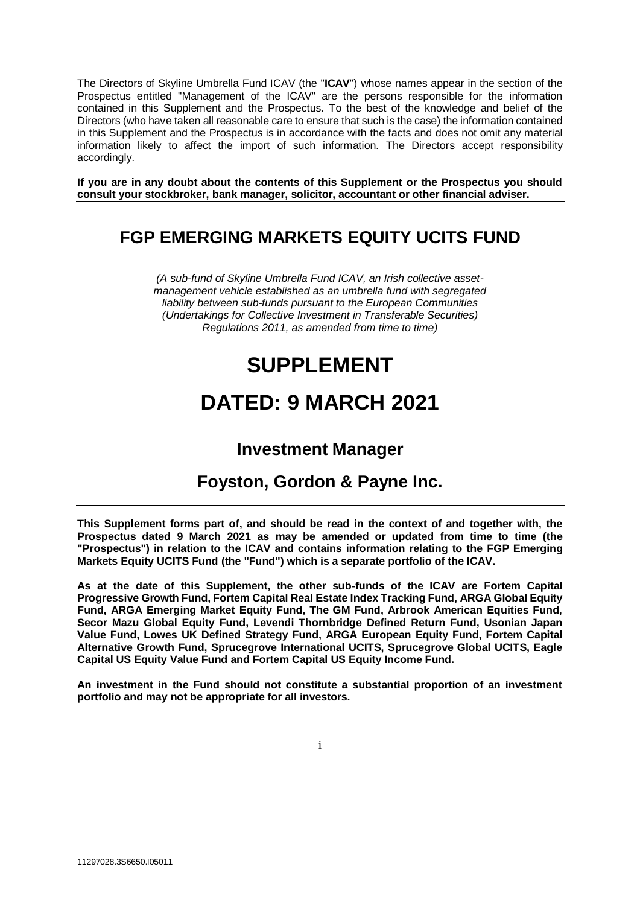The Directors of Skyline Umbrella Fund ICAV (the "**ICAV**") whose names appear in the section of the Prospectus entitled "Management of the ICAV" are the persons responsible for the information contained in this Supplement and the Prospectus. To the best of the knowledge and belief of the Directors (who have taken all reasonable care to ensure that such is the case) the information contained in this Supplement and the Prospectus is in accordance with the facts and does not omit any material information likely to affect the import of such information. The Directors accept responsibility accordingly.

**If you are in any doubt about the contents of this Supplement or the Prospectus you should consult your stockbroker, bank manager, solicitor, accountant or other financial adviser.**

# FGP EMERGING MARKETS EQUITY UCITS FUND

*(A sub-fund of Skyline Umbrella Fund ICAV, an Irish collective asset-management vehicle established as an umbrella fund with segregated liability between sub-funds pursuant to the European Communities (Undertakings for Collective Investment in Transferable Securities) Regulations 2011, as amended from time to time)*

# SUPPLEMENT

# DATED: 9 MARCH 2021

## Investment Manager

## Foyston, Gordon & Payne Inc.

**This Supplement forms part of, and should be read in the context of and together with, the Prospectus dated 9 March 2021 as may be amended or updated from time to time (the "Prospectus") in relation to the ICAV and contains information relating to the FGP Emerging Markets Equity UCITS Fund (the "Fund") which is a separate portfolio of the ICAV.**

**As at the date of this Supplement, the other sub-funds of the ICAV are Fortem Capital Progressive Growth Fund, Fortem Capital Real Estate Index Tracking Fund, ARGA Global Equity Fund, ARGA Emerging Market Equity Fund, The GM Fund, Arbrook American Equities Fund, Secor Mazu Global Equity Fund, Levendi Thornbridge Defined Return Fund, Usonian Japan Value Fund, Lowes UK Defined Strategy Fund, ARGA European Equity Fund, Fortem Capital Alternative Growth Fund, Sprucegrove International UCITS, Sprucegrove Global UCITS, Eagle Capital US Equity Value Fund and Fortem Capital US Equity Income Fund.**

**An investment in the Fund should not constitute a substantial proportion of an investment portfolio and may not be appropriate for all investors.**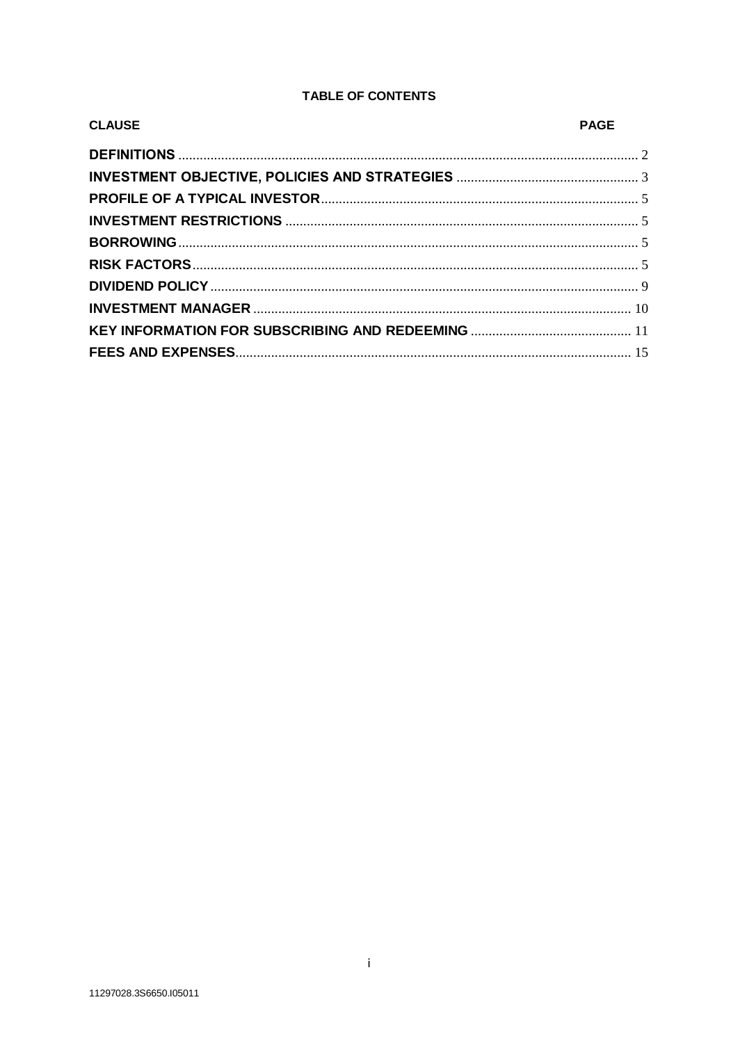# TABLE OF CONTENTS

| CLAUSE | PAGE |
|---|---|
| **DEFINITIONS** | 2 |
| **INVESTMENT OBJECTIVE, POLICIES AND STRATEGIES** | 3 |
| **PROFILE OF A TYPICAL INVESTOR** | 5 |
| **INVESTMENT RESTRICTIONS** | 5 |
| **BORROWING** | 5 |
| **RISK FACTORS** | 5 |
| **DIVIDEND POLICY** | 9 |
| **INVESTMENT MANAGER** | 10 |
| **KEY INFORMATION FOR SUBSCRIBING AND REDEEMING** | 11 |
| **FEES AND EXPENSES** | 15 |

11297028.3S6650.I05011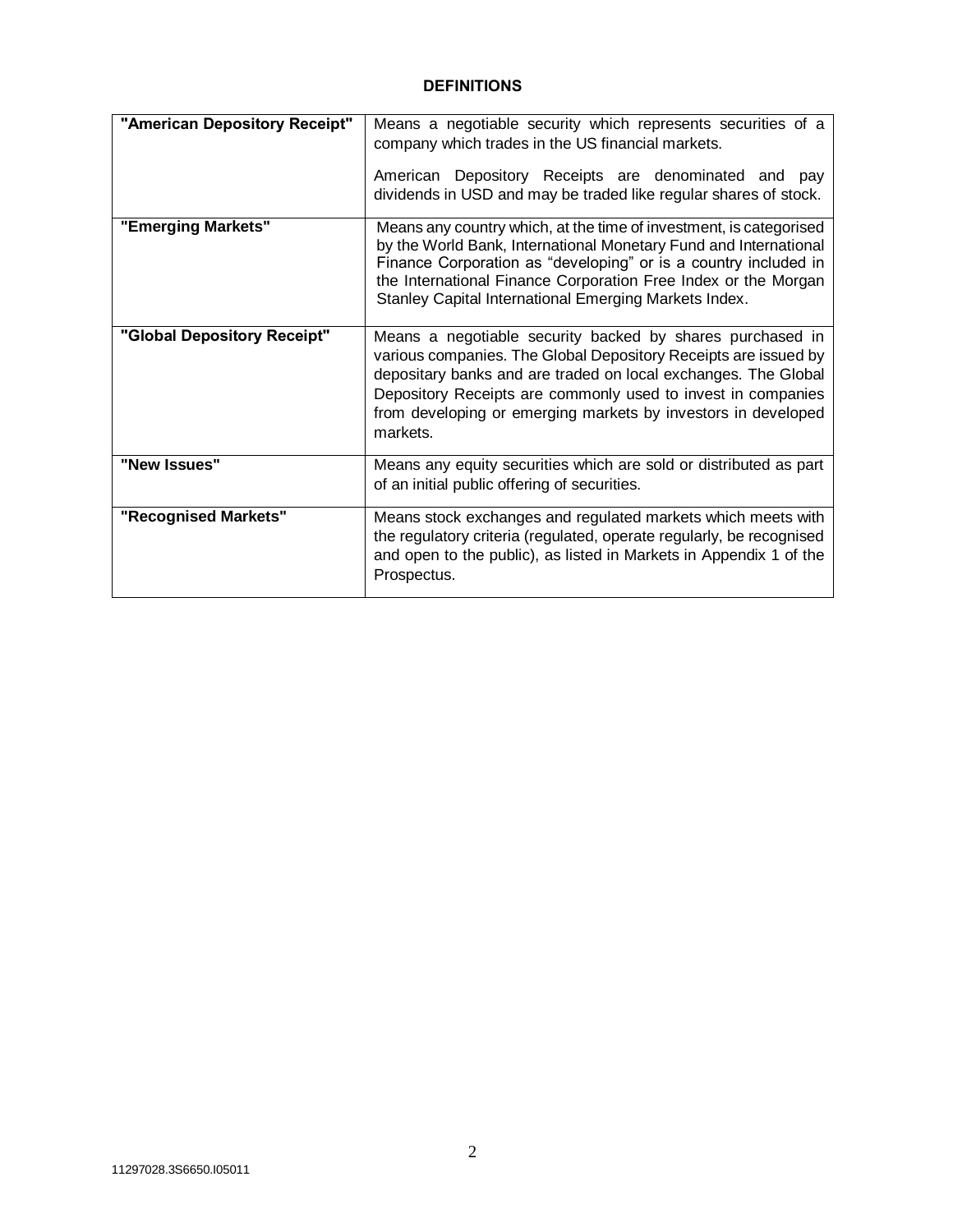## DEFINITIONS

| | |
|---|---|
| **"American Depository Receipt"** | Means a negotiable security which represents securities of a company which trades in the US financial markets.<br><br>American Depository Receipts are denominated and pay dividends in USD and may be traded like regular shares of stock. |
| **"Emerging Markets"** | Means any country which, at the time of investment, is categorised by the World Bank, International Monetary Fund and International Finance Corporation as “developing” or is a country included in the International Finance Corporation Free Index or the Morgan Stanley Capital International Emerging Markets Index. |
| **"Global Depository Receipt"** | Means a negotiable security backed by shares purchased in various companies. The Global Depository Receipts are issued by depositary banks and are traded on local exchanges. The Global Depository Receipts are commonly used to invest in companies from developing or emerging markets by investors in developed markets. |
| **"New Issues"** | Means any equity securities which are sold or distributed as part of an initial public offering of securities. |
| **"Recognised Markets"** | Means stock exchanges and regulated markets which meets with the regulatory criteria (regulated, operate regularly, be recognised and open to the public), as listed in Markets in Appendix 1 of the Prospectus. |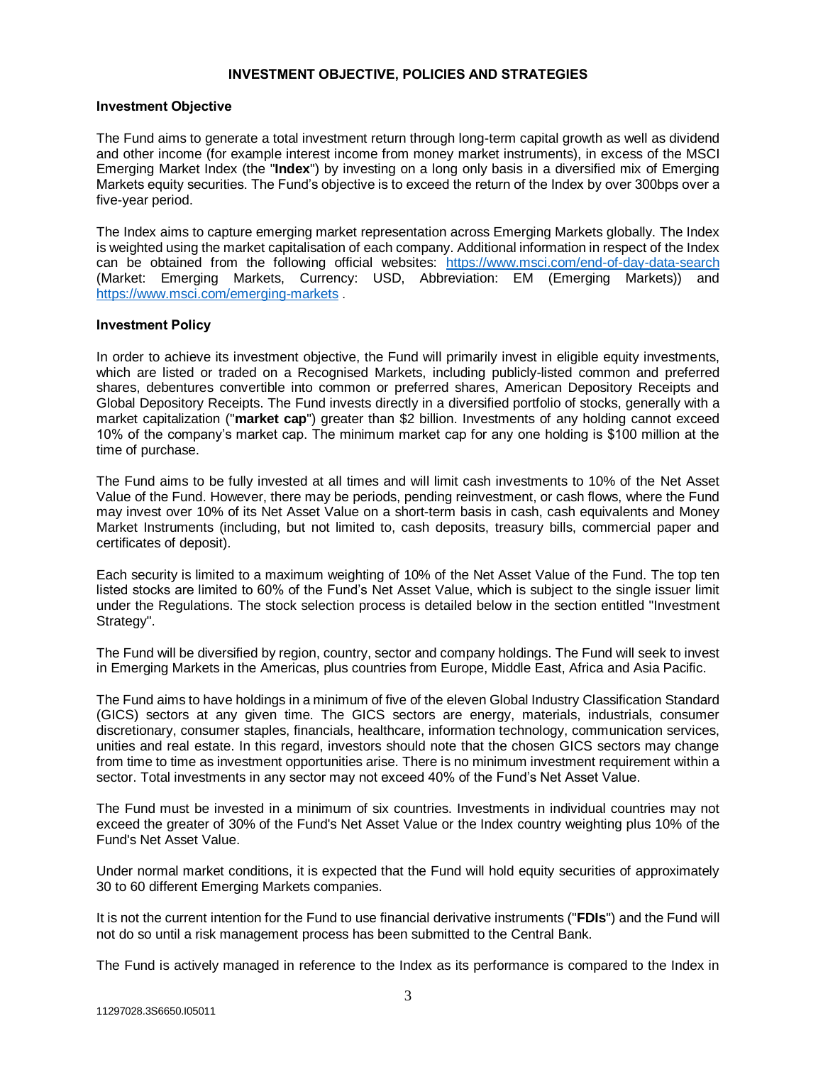## INVESTMENT OBJECTIVE, POLICIES AND STRATEGIES

### Investment Objective

The Fund aims to generate a total investment return through long-term capital growth as well as dividend and other income (for example interest income from money market instruments), in excess of the MSCI Emerging Market Index (the "**Index**") by investing on a long only basis in a diversified mix of Emerging Markets equity securities. The Fund's objective is to exceed the return of the Index by over 300bps over a five-year period.

The Index aims to capture emerging market representation across Emerging Markets globally. The Index is weighted using the market capitalisation of each company. Additional information in respect of the Index can be obtained from the following official websites: https://www.msci.com/end-of-day-data-search (Market: Emerging Markets, Currency: USD, Abbreviation: EM (Emerging Markets)) and https://www.msci.com/emerging-markets .

### Investment Policy

In order to achieve its investment objective, the Fund will primarily invest in eligible equity investments, which are listed or traded on a Recognised Markets, including publicly-listed common and preferred shares, debentures convertible into common or preferred shares, American Depository Receipts and Global Depository Receipts. The Fund invests directly in a diversified portfolio of stocks, generally with a market capitalization ("**market cap**") greater than $2 billion. Investments of any holding cannot exceed 10% of the company's market cap. The minimum market cap for any one holding is $100 million at the time of purchase.

The Fund aims to be fully invested at all times and will limit cash investments to 10% of the Net Asset Value of the Fund. However, there may be periods, pending reinvestment, or cash flows, where the Fund may invest over 10% of its Net Asset Value on a short-term basis in cash, cash equivalents and Money Market Instruments (including, but not limited to, cash deposits, treasury bills, commercial paper and certificates of deposit).

Each security is limited to a maximum weighting of 10% of the Net Asset Value of the Fund. The top ten listed stocks are limited to 60% of the Fund's Net Asset Value, which is subject to the single issuer limit under the Regulations. The stock selection process is detailed below in the section entitled "Investment Strategy".

The Fund will be diversified by region, country, sector and company holdings. The Fund will seek to invest in Emerging Markets in the Americas, plus countries from Europe, Middle East, Africa and Asia Pacific.

The Fund aims to have holdings in a minimum of five of the eleven Global Industry Classification Standard (GICS) sectors at any given time. The GICS sectors are energy, materials, industrials, consumer discretionary, consumer staples, financials, healthcare, information technology, communication services, unities and real estate. In this regard, investors should note that the chosen GICS sectors may change from time to time as investment opportunities arise. There is no minimum investment requirement within a sector. Total investments in any sector may not exceed 40% of the Fund's Net Asset Value.

The Fund must be invested in a minimum of six countries. Investments in individual countries may not exceed the greater of 30% of the Fund's Net Asset Value or the Index country weighting plus 10% of the Fund's Net Asset Value.

Under normal market conditions, it is expected that the Fund will hold equity securities of approximately 30 to 60 different Emerging Markets companies.

It is not the current intention for the Fund to use financial derivative instruments ("**FDIs**") and the Fund will not do so until a risk management process has been submitted to the Central Bank.

The Fund is actively managed in reference to the Index as its performance is compared to the Index in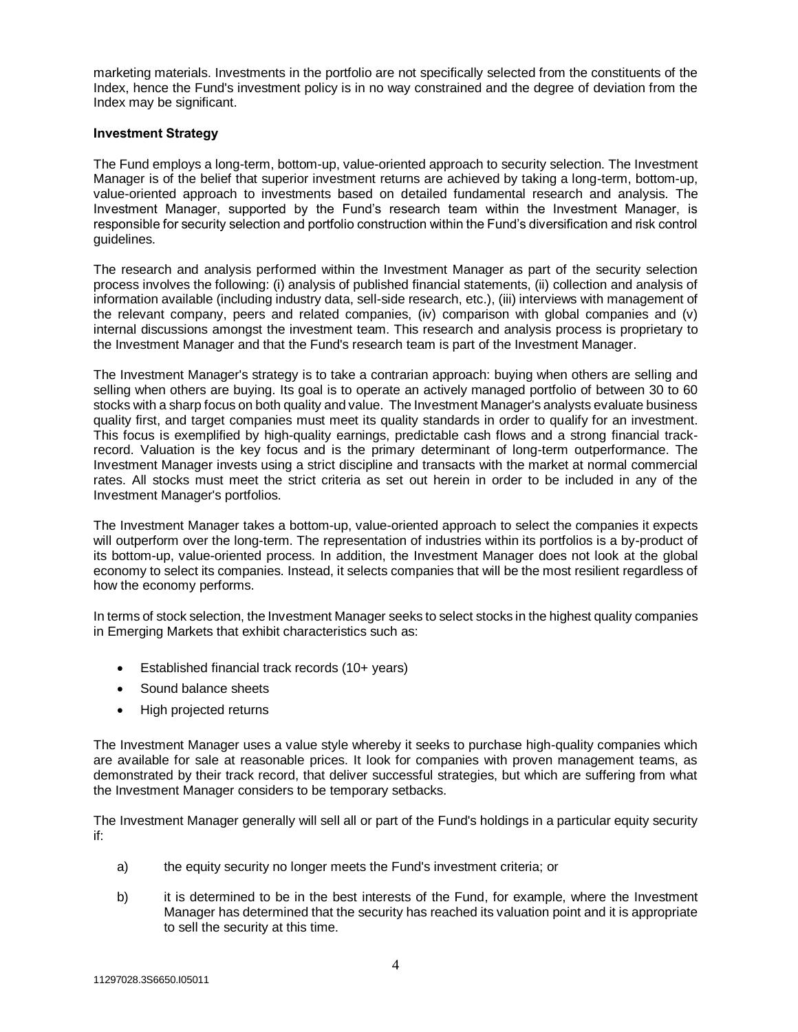marketing materials. Investments in the portfolio are not specifically selected from the constituents of the Index, hence the Fund's investment policy is in no way constrained and the degree of deviation from the Index may be significant.

**Investment Strategy**

The Fund employs a long-term, bottom-up, value-oriented approach to security selection. The Investment Manager is of the belief that superior investment returns are achieved by taking a long-term, bottom-up, value-oriented approach to investments based on detailed fundamental research and analysis. The Investment Manager, supported by the Fund's research team within the Investment Manager, is responsible for security selection and portfolio construction within the Fund's diversification and risk control guidelines.

The research and analysis performed within the Investment Manager as part of the security selection process involves the following: (i) analysis of published financial statements, (ii) collection and analysis of information available (including industry data, sell-side research, etc.), (iii) interviews with management of the relevant company, peers and related companies, (iv) comparison with global companies and (v) internal discussions amongst the investment team. This research and analysis process is proprietary to the Investment Manager and that the Fund's research team is part of the Investment Manager.

The Investment Manager's strategy is to take a contrarian approach: buying when others are selling and selling when others are buying. Its goal is to operate an actively managed portfolio of between 30 to 60 stocks with a sharp focus on both quality and value. The Investment Manager's analysts evaluate business quality first, and target companies must meet its quality standards in order to qualify for an investment. This focus is exemplified by high-quality earnings, predictable cash flows and a strong financial track-record. Valuation is the key focus and is the primary determinant of long-term outperformance. The Investment Manager invests using a strict discipline and transacts with the market at normal commercial rates. All stocks must meet the strict criteria as set out herein in order to be included in any of the Investment Manager's portfolios.

The Investment Manager takes a bottom-up, value-oriented approach to select the companies it expects will outperform over the long-term. The representation of industries within its portfolios is a by-product of its bottom-up, value-oriented process. In addition, the Investment Manager does not look at the global economy to select its companies. Instead, it selects companies that will be the most resilient regardless of how the economy performs.

In terms of stock selection, the Investment Manager seeks to select stocks in the highest quality companies in Emerging Markets that exhibit characteristics such as:

- Established financial track records (10+ years)
- Sound balance sheets
- High projected returns

The Investment Manager uses a value style whereby it seeks to purchase high-quality companies which are available for sale at reasonable prices. It look for companies with proven management teams, as demonstrated by their track record, that deliver successful strategies, but which are suffering from what the Investment Manager considers to be temporary setbacks.

The Investment Manager generally will sell all or part of the Fund's holdings in a particular equity security if:

a) the equity security no longer meets the Fund's investment criteria; or

b) it is determined to be in the best interests of the Fund, for example, where the Investment Manager has determined that the security has reached its valuation point and it is appropriate to sell the security at this time.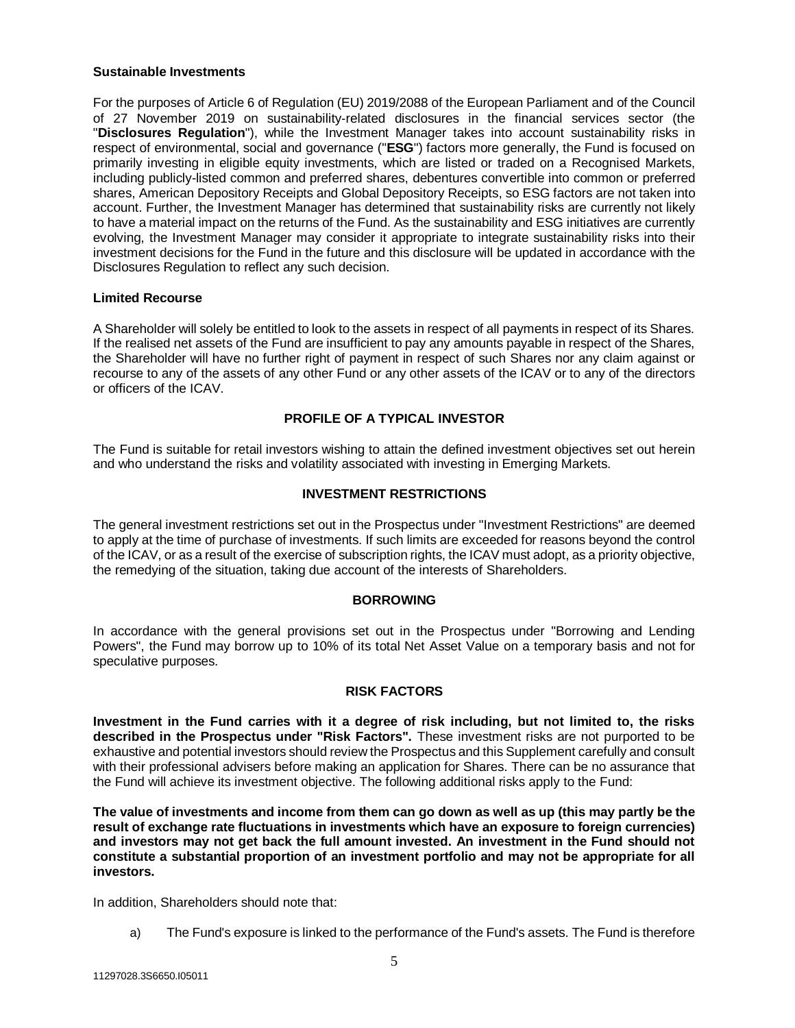**Sustainable Investments**

For the purposes of Article 6 of Regulation (EU) 2019/2088 of the European Parliament and of the Council of 27 November 2019 on sustainability-related disclosures in the financial services sector (the "**Disclosures Regulation**"), while the Investment Manager takes into account sustainability risks in respect of environmental, social and governance ("**ESG**") factors more generally, the Fund is focused on primarily investing in eligible equity investments, which are listed or traded on a Recognised Markets, including publicly-listed common and preferred shares, debentures convertible into common or preferred shares, American Depository Receipts and Global Depository Receipts, so ESG factors are not taken into account. Further, the Investment Manager has determined that sustainability risks are currently not likely to have a material impact on the returns of the Fund. As the sustainability and ESG initiatives are currently evolving, the Investment Manager may consider it appropriate to integrate sustainability risks into their investment decisions for the Fund in the future and this disclosure will be updated in accordance with the Disclosures Regulation to reflect any such decision.

**Limited Recourse**

A Shareholder will solely be entitled to look to the assets in respect of all payments in respect of its Shares. If the realised net assets of the Fund are insufficient to pay any amounts payable in respect of the Shares, the Shareholder will have no further right of payment in respect of such Shares nor any claim against or recourse to any of the assets of any other Fund or any other assets of the ICAV or to any of the directors or officers of the ICAV.

## PROFILE OF A TYPICAL INVESTOR

The Fund is suitable for retail investors wishing to attain the defined investment objectives set out herein and who understand the risks and volatility associated with investing in Emerging Markets.

## INVESTMENT RESTRICTIONS

The general investment restrictions set out in the Prospectus under "Investment Restrictions" are deemed to apply at the time of purchase of investments. If such limits are exceeded for reasons beyond the control of the ICAV, or as a result of the exercise of subscription rights, the ICAV must adopt, as a priority objective, the remedying of the situation, taking due account of the interests of Shareholders.

## BORROWING

In accordance with the general provisions set out in the Prospectus under "Borrowing and Lending Powers", the Fund may borrow up to 10% of its total Net Asset Value on a temporary basis and not for speculative purposes.

## RISK FACTORS

**Investment in the Fund carries with it a degree of risk including, but not limited to, the risks described in the Prospectus under "Risk Factors".** These investment risks are not purported to be exhaustive and potential investors should review the Prospectus and this Supplement carefully and consult with their professional advisers before making an application for Shares. There can be no assurance that the Fund will achieve its investment objective. The following additional risks apply to the Fund:

**The value of investments and income from them can go down as well as up (this may partly be the result of exchange rate fluctuations in investments which have an exposure to foreign currencies) and investors may not get back the full amount invested. An investment in the Fund should not constitute a substantial proportion of an investment portfolio and may not be appropriate for all investors.**

In addition, Shareholders should note that:

a) The Fund's exposure is linked to the performance of the Fund's assets. The Fund is therefore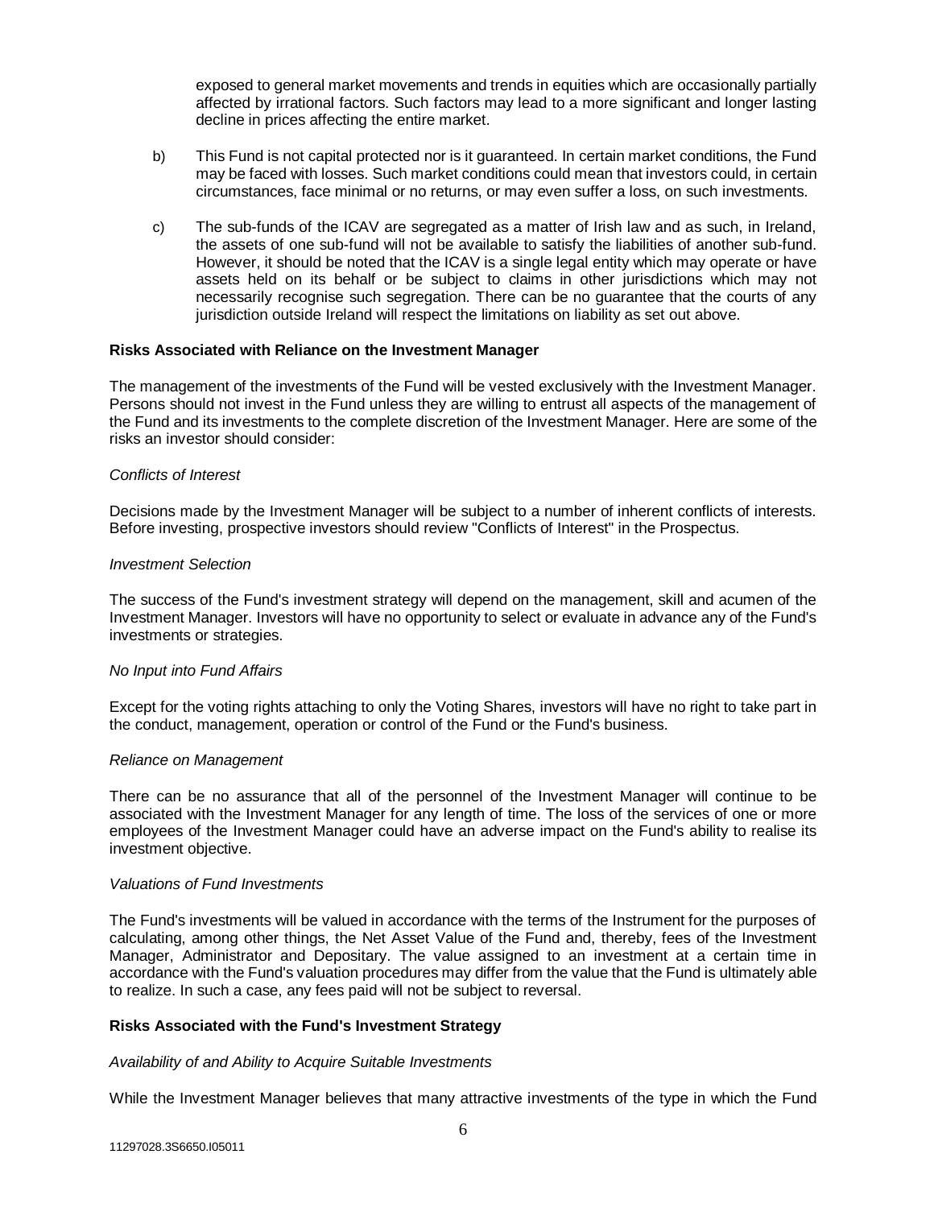exposed to general market movements and trends in equities which are occasionally partially affected by irrational factors. Such factors may lead to a more significant and longer lasting decline in prices affecting the entire market.

b) This Fund is not capital protected nor is it guaranteed. In certain market conditions, the Fund may be faced with losses. Such market conditions could mean that investors could, in certain circumstances, face minimal or no returns, or may even suffer a loss, on such investments.

c) The sub-funds of the ICAV are segregated as a matter of Irish law and as such, in Ireland, the assets of one sub-fund will not be available to satisfy the liabilities of another sub-fund. However, it should be noted that the ICAV is a single legal entity which may operate or have assets held on its behalf or be subject to claims in other jurisdictions which may not necessarily recognise such segregation. There can be no guarantee that the courts of any jurisdiction outside Ireland will respect the limitations on liability as set out above.

**Risks Associated with Reliance on the Investment Manager**

The management of the investments of the Fund will be vested exclusively with the Investment Manager. Persons should not invest in the Fund unless they are willing to entrust all aspects of the management of the Fund and its investments to the complete discretion of the Investment Manager. Here are some of the risks an investor should consider:

*Conflicts of Interest*

Decisions made by the Investment Manager will be subject to a number of inherent conflicts of interests. Before investing, prospective investors should review "Conflicts of Interest" in the Prospectus.

*Investment Selection*

The success of the Fund's investment strategy will depend on the management, skill and acumen of the Investment Manager. Investors will have no opportunity to select or evaluate in advance any of the Fund's investments or strategies.

*No Input into Fund Affairs*

Except for the voting rights attaching to only the Voting Shares, investors will have no right to take part in the conduct, management, operation or control of the Fund or the Fund's business.

*Reliance on Management*

There can be no assurance that all of the personnel of the Investment Manager will continue to be associated with the Investment Manager for any length of time. The loss of the services of one or more employees of the Investment Manager could have an adverse impact on the Fund's ability to realise its investment objective.

*Valuations of Fund Investments*

The Fund's investments will be valued in accordance with the terms of the Instrument for the purposes of calculating, among other things, the Net Asset Value of the Fund and, thereby, fees of the Investment Manager, Administrator and Depositary. The value assigned to an investment at a certain time in accordance with the Fund's valuation procedures may differ from the value that the Fund is ultimately able to realize. In such a case, any fees paid will not be subject to reversal.

**Risks Associated with the Fund's Investment Strategy**

*Availability of and Ability to Acquire Suitable Investments*

While the Investment Manager believes that many attractive investments of the type in which the Fund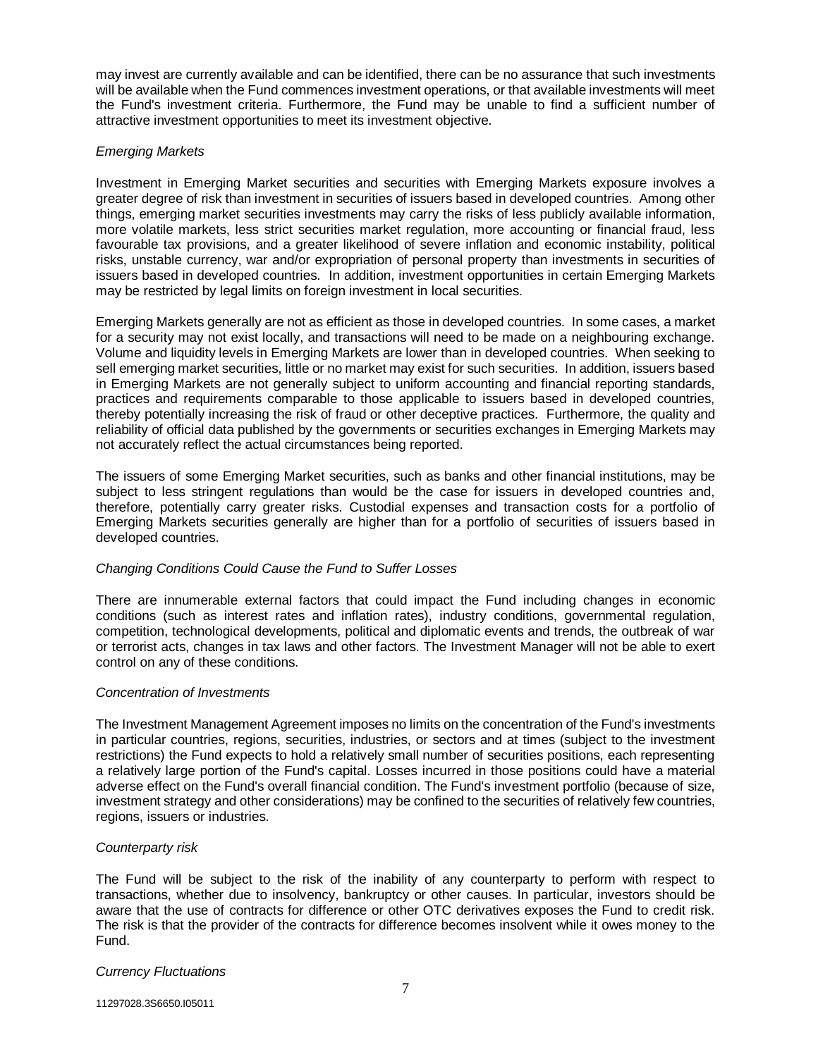may invest are currently available and can be identified, there can be no assurance that such investments will be available when the Fund commences investment operations, or that available investments will meet the Fund's investment criteria. Furthermore, the Fund may be unable to find a sufficient number of attractive investment opportunities to meet its investment objective.

*Emerging Markets*

Investment in Emerging Market securities and securities with Emerging Markets exposure involves a greater degree of risk than investment in securities of issuers based in developed countries. Among other things, emerging market securities investments may carry the risks of less publicly available information, more volatile markets, less strict securities market regulation, more accounting or financial fraud, less favourable tax provisions, and a greater likelihood of severe inflation and economic instability, political risks, unstable currency, war and/or expropriation of personal property than investments in securities of issuers based in developed countries. In addition, investment opportunities in certain Emerging Markets may be restricted by legal limits on foreign investment in local securities.

Emerging Markets generally are not as efficient as those in developed countries. In some cases, a market for a security may not exist locally, and transactions will need to be made on a neighbouring exchange. Volume and liquidity levels in Emerging Markets are lower than in developed countries. When seeking to sell emerging market securities, little or no market may exist for such securities. In addition, issuers based in Emerging Markets are not generally subject to uniform accounting and financial reporting standards, practices and requirements comparable to those applicable to issuers based in developed countries, thereby potentially increasing the risk of fraud or other deceptive practices. Furthermore, the quality and reliability of official data published by the governments or securities exchanges in Emerging Markets may not accurately reflect the actual circumstances being reported.

The issuers of some Emerging Market securities, such as banks and other financial institutions, may be subject to less stringent regulations than would be the case for issuers in developed countries and, therefore, potentially carry greater risks. Custodial expenses and transaction costs for a portfolio of Emerging Markets securities generally are higher than for a portfolio of securities of issuers based in developed countries.

*Changing Conditions Could Cause the Fund to Suffer Losses*

There are innumerable external factors that could impact the Fund including changes in economic conditions (such as interest rates and inflation rates), industry conditions, governmental regulation, competition, technological developments, political and diplomatic events and trends, the outbreak of war or terrorist acts, changes in tax laws and other factors. The Investment Manager will not be able to exert control on any of these conditions.

*Concentration of Investments*

The Investment Management Agreement imposes no limits on the concentration of the Fund's investments in particular countries, regions, securities, industries, or sectors and at times (subject to the investment restrictions) the Fund expects to hold a relatively small number of securities positions, each representing a relatively large portion of the Fund's capital. Losses incurred in those positions could have a material adverse effect on the Fund's overall financial condition. The Fund's investment portfolio (because of size, investment strategy and other considerations) may be confined to the securities of relatively few countries, regions, issuers or industries.

*Counterparty risk*

The Fund will be subject to the risk of the inability of any counterparty to perform with respect to transactions, whether due to insolvency, bankruptcy or other causes. In particular, investors should be aware that the use of contracts for difference or other OTC derivatives exposes the Fund to credit risk. The risk is that the provider of the contracts for difference becomes insolvent while it owes money to the Fund.

*Currency Fluctuations*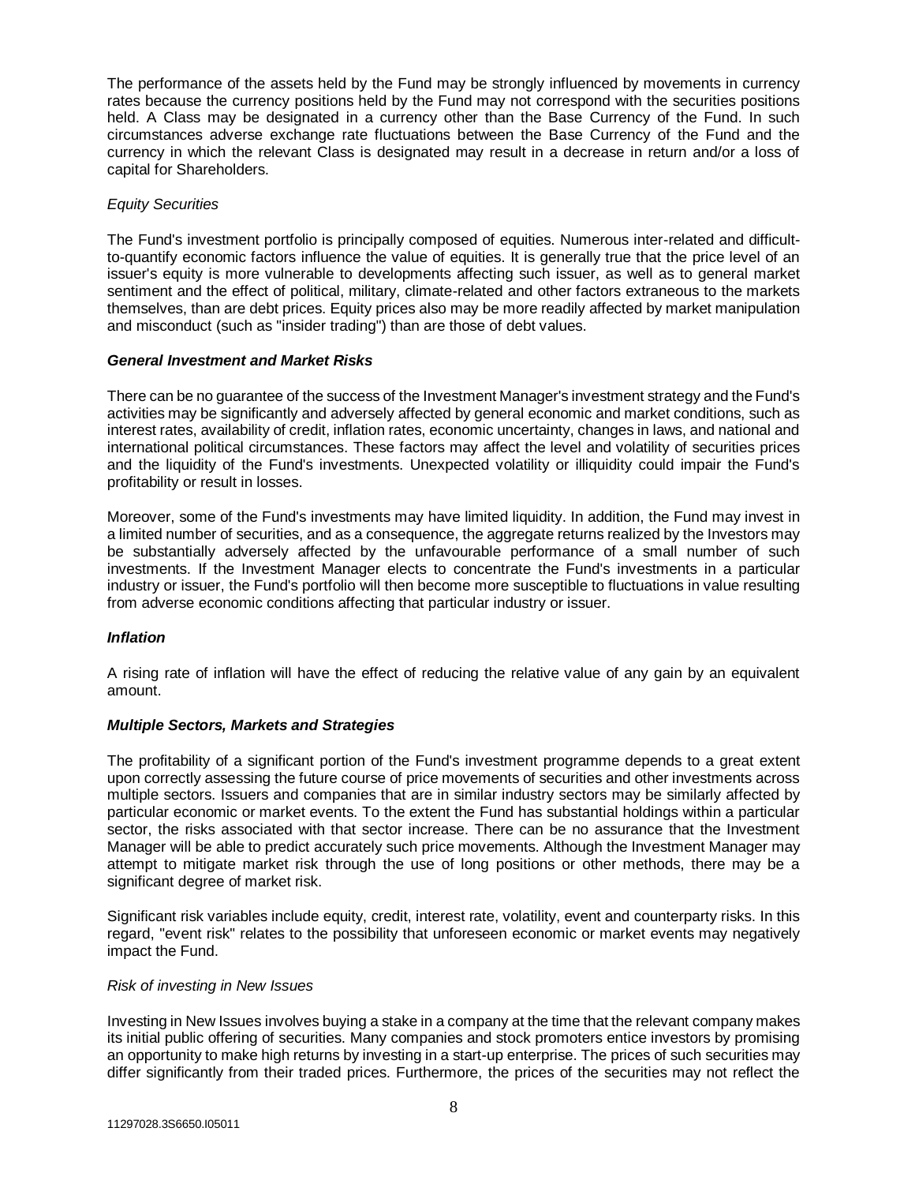The performance of the assets held by the Fund may be strongly influenced by movements in currency rates because the currency positions held by the Fund may not correspond with the securities positions held. A Class may be designated in a currency other than the Base Currency of the Fund. In such circumstances adverse exchange rate fluctuations between the Base Currency of the Fund and the currency in which the relevant Class is designated may result in a decrease in return and/or a loss of capital for Shareholders.

*Equity Securities*

The Fund's investment portfolio is principally composed of equities. Numerous inter-related and difficult-to-quantify economic factors influence the value of equities. It is generally true that the price level of an issuer's equity is more vulnerable to developments affecting such issuer, as well as to general market sentiment and the effect of political, military, climate-related and other factors extraneous to the markets themselves, than are debt prices. Equity prices also may be more readily affected by market manipulation and misconduct (such as "insider trading") than are those of debt values.

***General Investment and Market Risks***

There can be no guarantee of the success of the Investment Manager's investment strategy and the Fund's activities may be significantly and adversely affected by general economic and market conditions, such as interest rates, availability of credit, inflation rates, economic uncertainty, changes in laws, and national and international political circumstances. These factors may affect the level and volatility of securities prices and the liquidity of the Fund's investments. Unexpected volatility or illiquidity could impair the Fund's profitability or result in losses.

Moreover, some of the Fund's investments may have limited liquidity. In addition, the Fund may invest in a limited number of securities, and as a consequence, the aggregate returns realized by the Investors may be substantially adversely affected by the unfavourable performance of a small number of such investments. If the Investment Manager elects to concentrate the Fund's investments in a particular industry or issuer, the Fund's portfolio will then become more susceptible to fluctuations in value resulting from adverse economic conditions affecting that particular industry or issuer.

***Inflation***

A rising rate of inflation will have the effect of reducing the relative value of any gain by an equivalent amount.

***Multiple Sectors, Markets and Strategies***

The profitability of a significant portion of the Fund's investment programme depends to a great extent upon correctly assessing the future course of price movements of securities and other investments across multiple sectors. Issuers and companies that are in similar industry sectors may be similarly affected by particular economic or market events. To the extent the Fund has substantial holdings within a particular sector, the risks associated with that sector increase. There can be no assurance that the Investment Manager will be able to predict accurately such price movements. Although the Investment Manager may attempt to mitigate market risk through the use of long positions or other methods, there may be a significant degree of market risk.

Significant risk variables include equity, credit, interest rate, volatility, event and counterparty risks. In this regard, "event risk" relates to the possibility that unforeseen economic or market events may negatively impact the Fund.

*Risk of investing in New Issues*

Investing in New Issues involves buying a stake in a company at the time that the relevant company makes its initial public offering of securities. Many companies and stock promoters entice investors by promising an opportunity to make high returns by investing in a start-up enterprise. The prices of such securities may differ significantly from their traded prices. Furthermore, the prices of the securities may not reflect the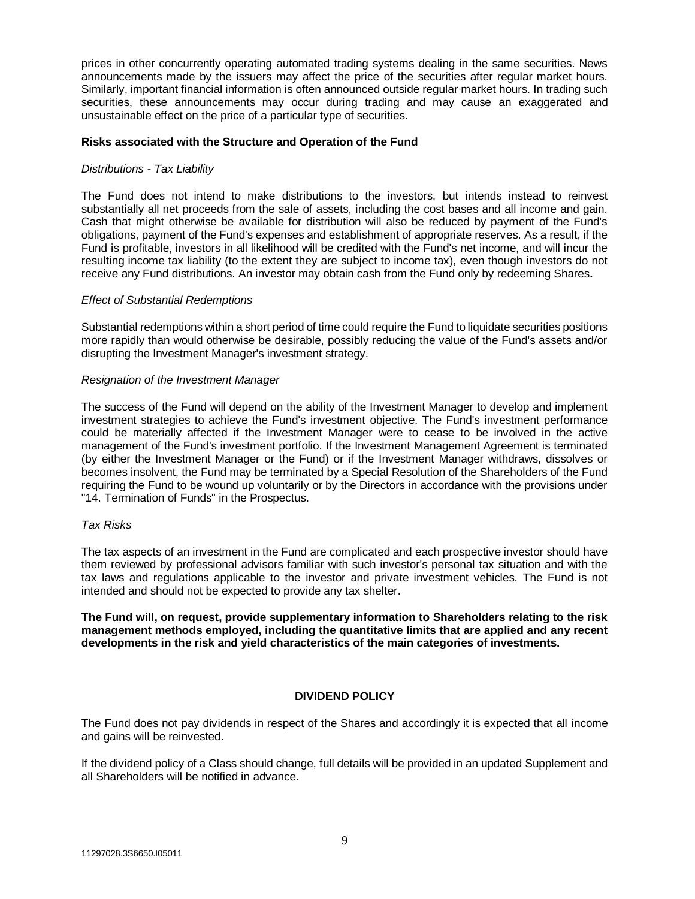prices in other concurrently operating automated trading systems dealing in the same securities. News announcements made by the issuers may affect the price of the securities after regular market hours. Similarly, important financial information is often announced outside regular market hours. In trading such securities, these announcements may occur during trading and may cause an exaggerated and unsustainable effect on the price of a particular type of securities.

**Risks associated with the Structure and Operation of the Fund**

*Distributions - Tax Liability*

The Fund does not intend to make distributions to the investors, but intends instead to reinvest substantially all net proceeds from the sale of assets, including the cost bases and all income and gain. Cash that might otherwise be available for distribution will also be reduced by payment of the Fund's obligations, payment of the Fund's expenses and establishment of appropriate reserves. As a result, if the Fund is profitable, investors in all likelihood will be credited with the Fund's net income, and will incur the resulting income tax liability (to the extent they are subject to income tax), even though investors do not receive any Fund distributions. An investor may obtain cash from the Fund only by redeeming Shares**.**

*Effect of Substantial Redemptions*

Substantial redemptions within a short period of time could require the Fund to liquidate securities positions more rapidly than would otherwise be desirable, possibly reducing the value of the Fund's assets and/or disrupting the Investment Manager's investment strategy.

*Resignation of the Investment Manager*

The success of the Fund will depend on the ability of the Investment Manager to develop and implement investment strategies to achieve the Fund's investment objective. The Fund's investment performance could be materially affected if the Investment Manager were to cease to be involved in the active management of the Fund's investment portfolio. If the Investment Management Agreement is terminated (by either the Investment Manager or the Fund) or if the Investment Manager withdraws, dissolves or becomes insolvent, the Fund may be terminated by a Special Resolution of the Shareholders of the Fund requiring the Fund to be wound up voluntarily or by the Directors in accordance with the provisions under "14. Termination of Funds" in the Prospectus.

*Tax Risks*

The tax aspects of an investment in the Fund are complicated and each prospective investor should have them reviewed by professional advisors familiar with such investor's personal tax situation and with the tax laws and regulations applicable to the investor and private investment vehicles. The Fund is not intended and should not be expected to provide any tax shelter.

**The Fund will, on request, provide supplementary information to Shareholders relating to the risk management methods employed, including the quantitative limits that are applied and any recent developments in the risk and yield characteristics of the main categories of investments.**

## DIVIDEND POLICY

The Fund does not pay dividends in respect of the Shares and accordingly it is expected that all income and gains will be reinvested.

If the dividend policy of a Class should change, full details will be provided in an updated Supplement and all Shareholders will be notified in advance.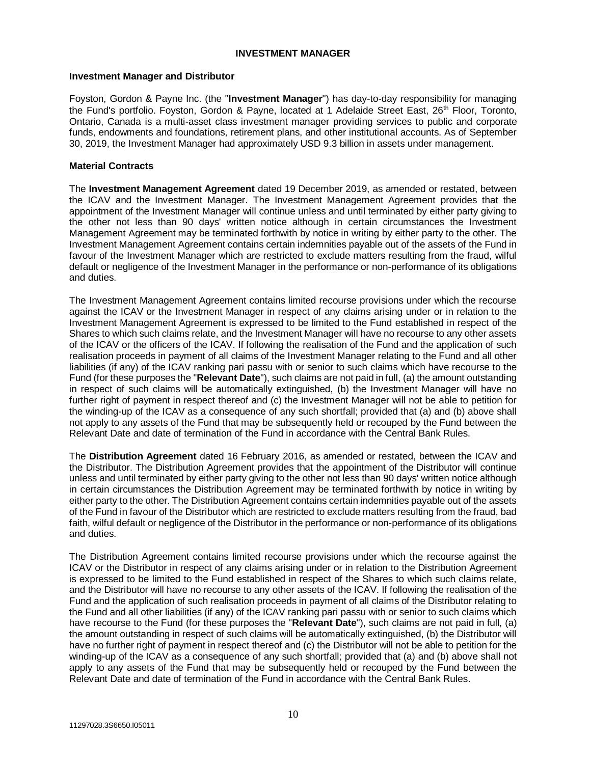# INVESTMENT MANAGER

## Investment Manager and Distributor

Foyston, Gordon & Payne Inc. (the "**Investment Manager**") has day-to-day responsibility for managing the Fund's portfolio. Foyston, Gordon & Payne, located at 1 Adelaide Street East, 26th Floor, Toronto, Ontario, Canada is a multi-asset class investment manager providing services to public and corporate funds, endowments and foundations, retirement plans, and other institutional accounts. As of September 30, 2019, the Investment Manager had approximately USD 9.3 billion in assets under management.

## Material Contracts

The **Investment Management Agreement** dated 19 December 2019, as amended or restated, between the ICAV and the Investment Manager. The Investment Management Agreement provides that the appointment of the Investment Manager will continue unless and until terminated by either party giving to the other not less than 90 days' written notice although in certain circumstances the Investment Management Agreement may be terminated forthwith by notice in writing by either party to the other. The Investment Management Agreement contains certain indemnities payable out of the assets of the Fund in favour of the Investment Manager which are restricted to exclude matters resulting from the fraud, wilful default or negligence of the Investment Manager in the performance or non-performance of its obligations and duties.

The Investment Management Agreement contains limited recourse provisions under which the recourse against the ICAV or the Investment Manager in respect of any claims arising under or in relation to the Investment Management Agreement is expressed to be limited to the Fund established in respect of the Shares to which such claims relate, and the Investment Manager will have no recourse to any other assets of the ICAV or the officers of the ICAV. If following the realisation of the Fund and the application of such realisation proceeds in payment of all claims of the Investment Manager relating to the Fund and all other liabilities (if any) of the ICAV ranking pari passu with or senior to such claims which have recourse to the Fund (for these purposes the "**Relevant Date**"), such claims are not paid in full, (a) the amount outstanding in respect of such claims will be automatically extinguished, (b) the Investment Manager will have no further right of payment in respect thereof and (c) the Investment Manager will not be able to petition for the winding-up of the ICAV as a consequence of any such shortfall; provided that (a) and (b) above shall not apply to any assets of the Fund that may be subsequently held or recouped by the Fund between the Relevant Date and date of termination of the Fund in accordance with the Central Bank Rules.

The **Distribution Agreement** dated 16 February 2016, as amended or restated, between the ICAV and the Distributor. The Distribution Agreement provides that the appointment of the Distributor will continue unless and until terminated by either party giving to the other not less than 90 days' written notice although in certain circumstances the Distribution Agreement may be terminated forthwith by notice in writing by either party to the other. The Distribution Agreement contains certain indemnities payable out of the assets of the Fund in favour of the Distributor which are restricted to exclude matters resulting from the fraud, bad faith, wilful default or negligence of the Distributor in the performance or non-performance of its obligations and duties.

The Distribution Agreement contains limited recourse provisions under which the recourse against the ICAV or the Distributor in respect of any claims arising under or in relation to the Distribution Agreement is expressed to be limited to the Fund established in respect of the Shares to which such claims relate, and the Distributor will have no recourse to any other assets of the ICAV. If following the realisation of the Fund and the application of such realisation proceeds in payment of all claims of the Distributor relating to the Fund and all other liabilities (if any) of the ICAV ranking pari passu with or senior to such claims which have recourse to the Fund (for these purposes the "**Relevant Date**"), such claims are not paid in full, (a) the amount outstanding in respect of such claims will be automatically extinguished, (b) the Distributor will have no further right of payment in respect thereof and (c) the Distributor will not be able to petition for the winding-up of the ICAV as a consequence of any such shortfall; provided that (a) and (b) above shall not apply to any assets of the Fund that may be subsequently held or recouped by the Fund between the Relevant Date and date of termination of the Fund in accordance with the Central Bank Rules.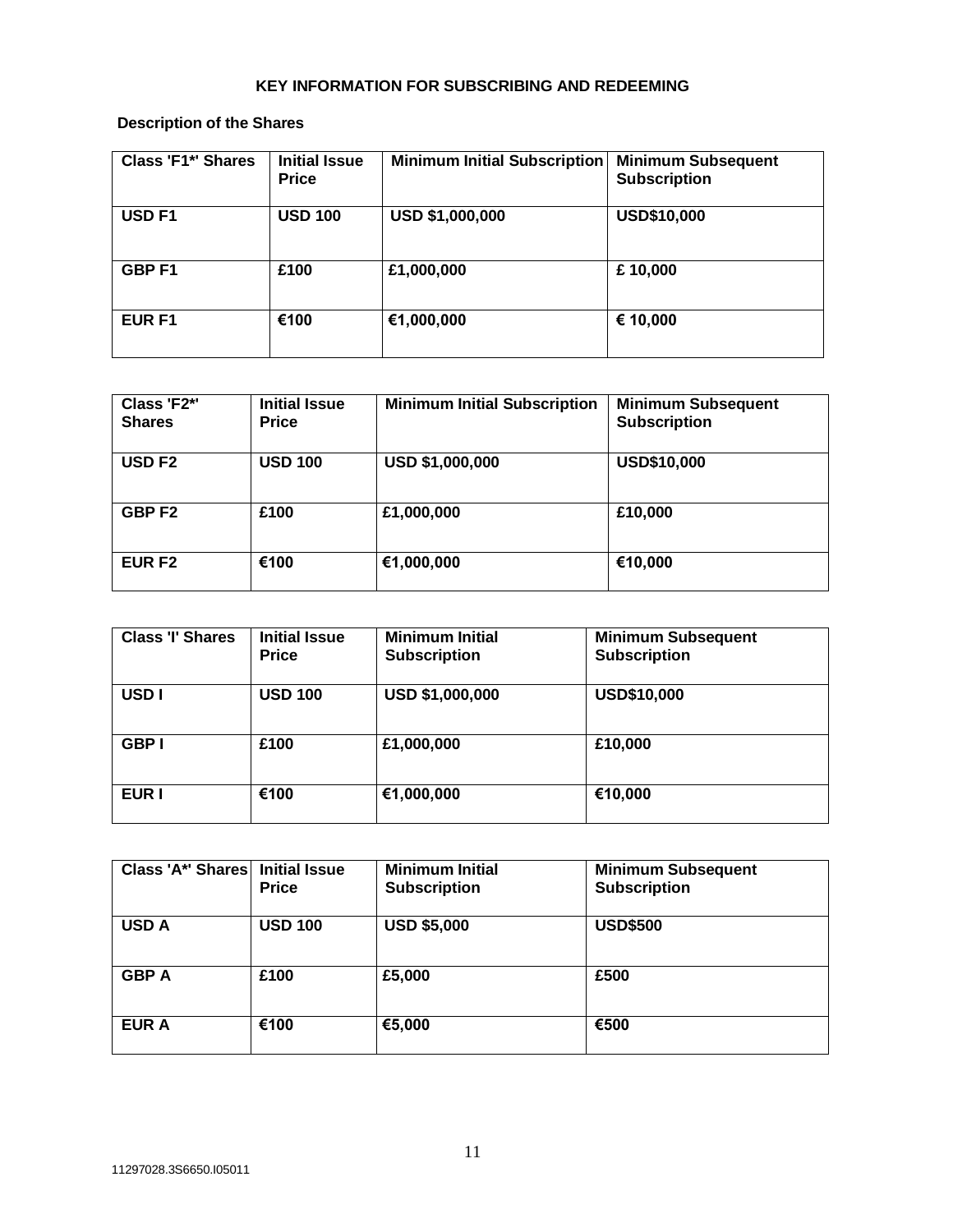## KEY INFORMATION FOR SUBSCRIBING AND REDEEMING

### Description of the Shares

| Class 'F1*' Shares | Initial Issue Price | Minimum Initial Subscription | Minimum Subsequent Subscription |
|---|---|---|---|
| USD F1 | USD 100 | USD $1,000,000 | USD$10,000 |
| GBP F1 | £100 | £1,000,000 | £ 10,000 |
| EUR F1 | €100 | €1,000,000 | € 10,000 |

| Class 'F2*' Shares | Initial Issue Price | Minimum Initial Subscription | Minimum Subsequent Subscription |
|---|---|---|---|
| USD F2 | USD 100 | USD $1,000,000 | USD$10,000 |
| GBP F2 | £100 | £1,000,000 | £10,000 |
| EUR F2 | €100 | €1,000,000 | €10,000 |

| Class 'I' Shares | Initial Issue Price | Minimum Initial Subscription | Minimum Subsequent Subscription |
|---|---|---|---|
| USD I | USD 100 | USD $1,000,000 | USD$10,000 |
| GBP I | £100 | £1,000,000 | £10,000 |
| EUR I | €100 | €1,000,000 | €10,000 |

| Class 'A*' Shares | Initial Issue Price | Minimum Initial Subscription | Minimum Subsequent Subscription |
|---|---|---|---|
| USD A | USD 100 | USD $5,000 | USD$500 |
| GBP A | £100 | £5,000 | £500 |
| EUR A | €100 | €5,000 | €500 |

11297028.3S6650.I05011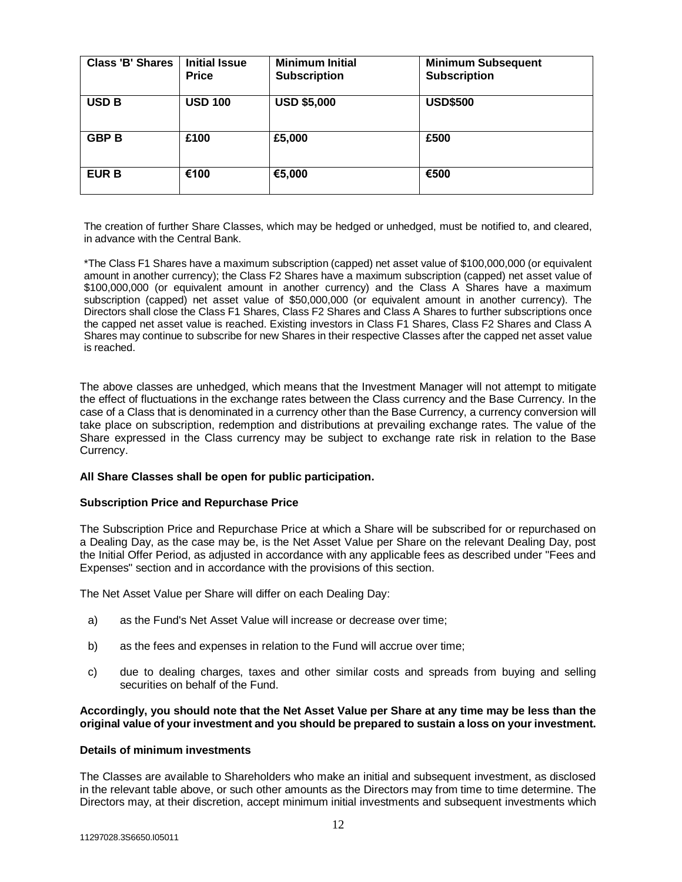| Class 'B' Shares | Initial Issue Price | Minimum Initial Subscription | Minimum Subsequent Subscription |
|---|---|---|---|
| **USD B** | **USD 100** | **USD $5,000** | **USD$500** |
| **GBP B** | **£100** | **£5,000** | **£500** |
| **EUR B** | **€100** | **€5,000** | **€500** |

The creation of further Share Classes, which may be hedged or unhedged, must be notified to, and cleared, in advance with the Central Bank.

*The Class F1 Shares have a maximum subscription (capped) net asset value of $100,000,000 (or equivalent amount in another currency); the Class F2 Shares have a maximum subscription (capped) net asset value of $100,000,000 (or equivalent amount in another currency) and the Class A Shares have a maximum subscription (capped) net asset value of $50,000,000 (or equivalent amount in another currency). The Directors shall close the Class F1 Shares, Class F2 Shares and Class A Shares to further subscriptions once the capped net asset value is reached. Existing investors in Class F1 Shares, Class F2 Shares and Class A Shares may continue to subscribe for new Shares in their respective Classes after the capped net asset value is reached.

The above classes are unhedged, which means that the Investment Manager will not attempt to mitigate the effect of fluctuations in the exchange rates between the Class currency and the Base Currency. In the case of a Class that is denominated in a currency other than the Base Currency, a currency conversion will take place on subscription, redemption and distributions at prevailing exchange rates. The value of the Share expressed in the Class currency may be subject to exchange rate risk in relation to the Base Currency.

**All Share Classes shall be open for public participation.**

**Subscription Price and Repurchase Price**

The Subscription Price and Repurchase Price at which a Share will be subscribed for or repurchased on a Dealing Day, as the case may be, is the Net Asset Value per Share on the relevant Dealing Day, post the Initial Offer Period, as adjusted in accordance with any applicable fees as described under "Fees and Expenses" section and in accordance with the provisions of this section.

The Net Asset Value per Share will differ on each Dealing Day:

a) as the Fund's Net Asset Value will increase or decrease over time;

b) as the fees and expenses in relation to the Fund will accrue over time;

c) due to dealing charges, taxes and other similar costs and spreads from buying and selling securities on behalf of the Fund.

**Accordingly, you should note that the Net Asset Value per Share at any time may be less than the original value of your investment and you should be prepared to sustain a loss on your investment.**

**Details of minimum investments**

The Classes are available to Shareholders who make an initial and subsequent investment, as disclosed in the relevant table above, or such other amounts as the Directors may from time to time determine. The Directors may, at their discretion, accept minimum initial investments and subsequent investments which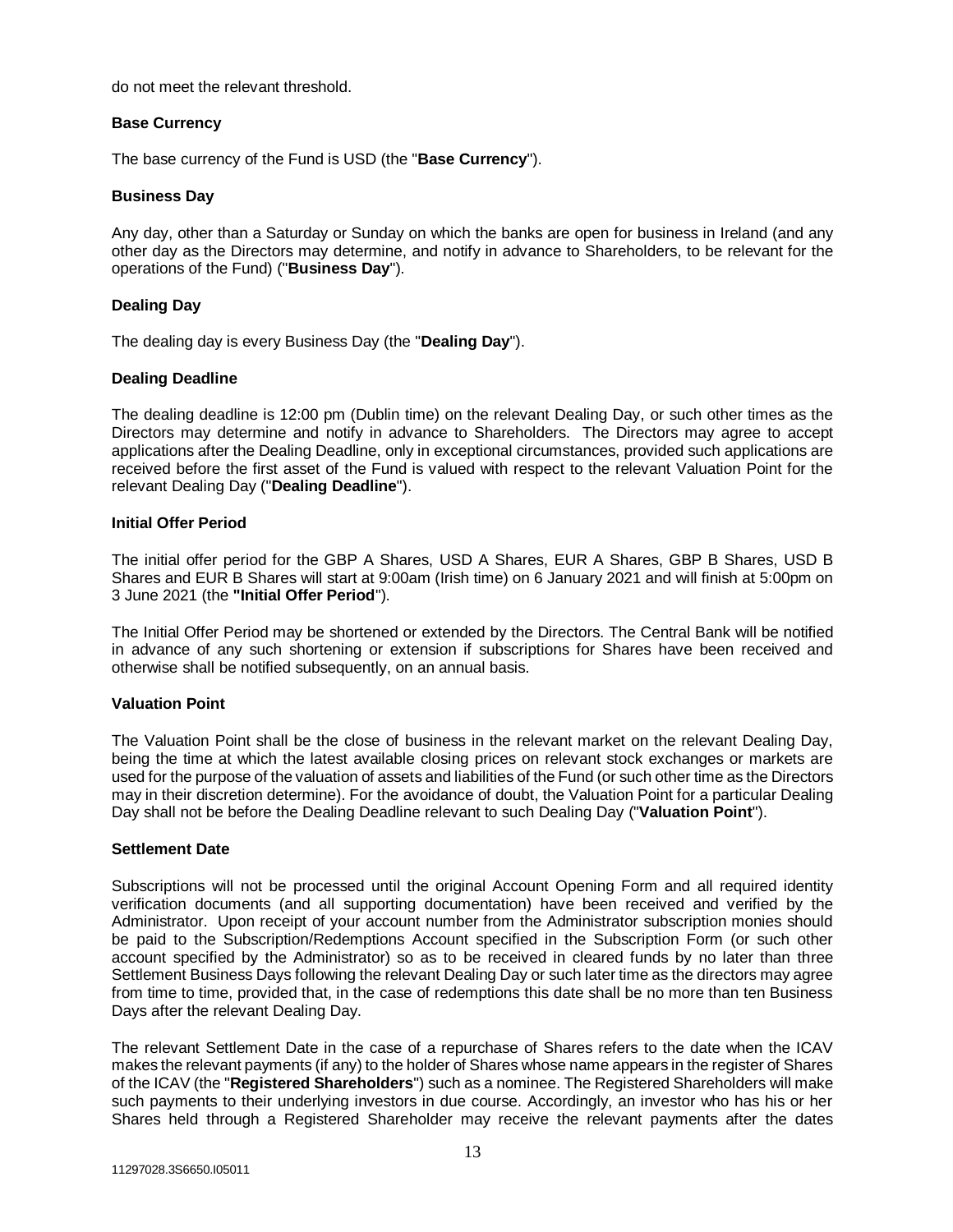do not meet the relevant threshold.

**Base Currency**

The base currency of the Fund is USD (the "**Base Currency**").

**Business Day**

Any day, other than a Saturday or Sunday on which the banks are open for business in Ireland (and any other day as the Directors may determine, and notify in advance to Shareholders, to be relevant for the operations of the Fund) ("**Business Day**").

**Dealing Day**

The dealing day is every Business Day (the "**Dealing Day**").

**Dealing Deadline**

The dealing deadline is 12:00 pm (Dublin time) on the relevant Dealing Day, or such other times as the Directors may determine and notify in advance to Shareholders. The Directors may agree to accept applications after the Dealing Deadline, only in exceptional circumstances, provided such applications are received before the first asset of the Fund is valued with respect to the relevant Valuation Point for the relevant Dealing Day ("**Dealing Deadline**").

**Initial Offer Period**

The initial offer period for the GBP A Shares, USD A Shares, EUR A Shares, GBP B Shares, USD B Shares and EUR B Shares will start at 9:00am (Irish time) on 6 January 2021 and will finish at 5:00pm on 3 June 2021 (the **"Initial Offer Period**").

The Initial Offer Period may be shortened or extended by the Directors. The Central Bank will be notified in advance of any such shortening or extension if subscriptions for Shares have been received and otherwise shall be notified subsequently, on an annual basis.

**Valuation Point**

The Valuation Point shall be the close of business in the relevant market on the relevant Dealing Day, being the time at which the latest available closing prices on relevant stock exchanges or markets are used for the purpose of the valuation of assets and liabilities of the Fund (or such other time as the Directors may in their discretion determine). For the avoidance of doubt, the Valuation Point for a particular Dealing Day shall not be before the Dealing Deadline relevant to such Dealing Day ("**Valuation Point**").

**Settlement Date**

Subscriptions will not be processed until the original Account Opening Form and all required identity verification documents (and all supporting documentation) have been received and verified by the Administrator. Upon receipt of your account number from the Administrator subscription monies should be paid to the Subscription/Redemptions Account specified in the Subscription Form (or such other account specified by the Administrator) so as to be received in cleared funds by no later than three Settlement Business Days following the relevant Dealing Day or such later time as the directors may agree from time to time, provided that, in the case of redemptions this date shall be no more than ten Business Days after the relevant Dealing Day.

The relevant Settlement Date in the case of a repurchase of Shares refers to the date when the ICAV makes the relevant payments (if any) to the holder of Shares whose name appears in the register of Shares of the ICAV (the "**Registered Shareholders**") such as a nominee. The Registered Shareholders will make such payments to their underlying investors in due course. Accordingly, an investor who has his or her Shares held through a Registered Shareholder may receive the relevant payments after the dates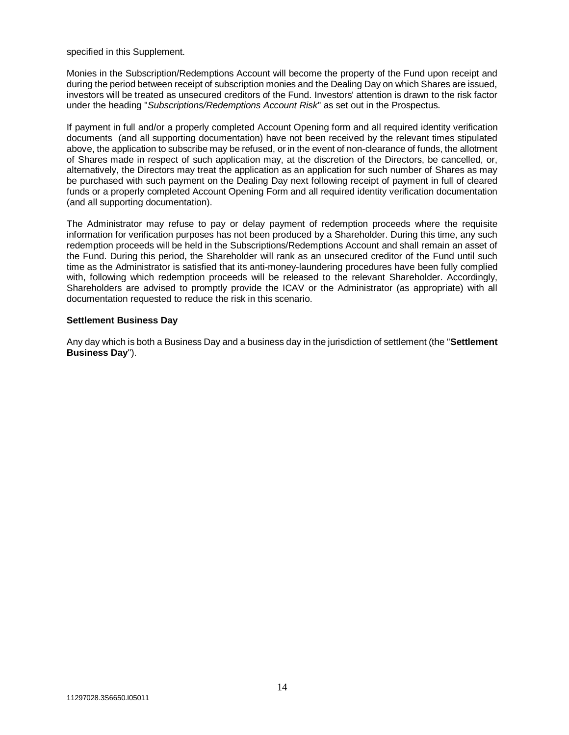specified in this Supplement.

Monies in the Subscription/Redemptions Account will become the property of the Fund upon receipt and during the period between receipt of subscription monies and the Dealing Day on which Shares are issued, investors will be treated as unsecured creditors of the Fund. Investors' attention is drawn to the risk factor under the heading "*Subscriptions/Redemptions Account Risk*" as set out in the Prospectus.

If payment in full and/or a properly completed Account Opening form and all required identity verification documents (and all supporting documentation) have not been received by the relevant times stipulated above, the application to subscribe may be refused, or in the event of non-clearance of funds, the allotment of Shares made in respect of such application may, at the discretion of the Directors, be cancelled, or, alternatively, the Directors may treat the application as an application for such number of Shares as may be purchased with such payment on the Dealing Day next following receipt of payment in full of cleared funds or a properly completed Account Opening Form and all required identity verification documentation (and all supporting documentation).

The Administrator may refuse to pay or delay payment of redemption proceeds where the requisite information for verification purposes has not been produced by a Shareholder. During this time, any such redemption proceeds will be held in the Subscriptions/Redemptions Account and shall remain an asset of the Fund. During this period, the Shareholder will rank as an unsecured creditor of the Fund until such time as the Administrator is satisfied that its anti-money-laundering procedures have been fully complied with, following which redemption proceeds will be released to the relevant Shareholder. Accordingly, Shareholders are advised to promptly provide the ICAV or the Administrator (as appropriate) with all documentation requested to reduce the risk in this scenario.

**Settlement Business Day**

Any day which is both a Business Day and a business day in the jurisdiction of settlement (the "**Settlement Business Day**").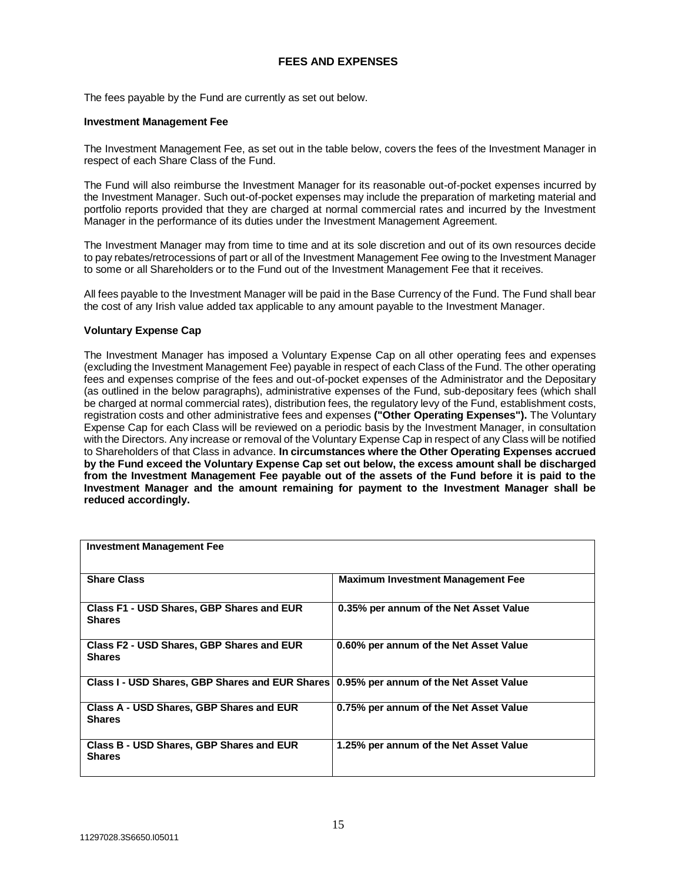## FEES AND EXPENSES

The fees payable by the Fund are currently as set out below.

### Investment Management Fee

The Investment Management Fee, as set out in the table below, covers the fees of the Investment Manager in respect of each Share Class of the Fund.

The Fund will also reimburse the Investment Manager for its reasonable out-of-pocket expenses incurred by the Investment Manager. Such out-of-pocket expenses may include the preparation of marketing material and portfolio reports provided that they are charged at normal commercial rates and incurred by the Investment Manager in the performance of its duties under the Investment Management Agreement.

The Investment Manager may from time to time and at its sole discretion and out of its own resources decide to pay rebates/retrocessions of part or all of the Investment Management Fee owing to the Investment Manager to some or all Shareholders or to the Fund out of the Investment Management Fee that it receives.

All fees payable to the Investment Manager will be paid in the Base Currency of the Fund. The Fund shall bear the cost of any Irish value added tax applicable to any amount payable to the Investment Manager.

### Voluntary Expense Cap

The Investment Manager has imposed a Voluntary Expense Cap on all other operating fees and expenses (excluding the Investment Management Fee) payable in respect of each Class of the Fund. The other operating fees and expenses comprise of the fees and out-of-pocket expenses of the Administrator and the Depositary (as outlined in the below paragraphs), administrative expenses of the Fund, sub-depositary fees (which shall be charged at normal commercial rates), distribution fees, the regulatory levy of the Fund, establishment costs, registration costs and other administrative fees and expenses **("Other Operating Expenses").** The Voluntary Expense Cap for each Class will be reviewed on a periodic basis by the Investment Manager, in consultation with the Directors. Any increase or removal of the Voluntary Expense Cap in respect of any Class will be notified to Shareholders of that Class in advance. **In circumstances where the Other Operating Expenses accrued by the Fund exceed the Voluntary Expense Cap set out below, the excess amount shall be discharged from the Investment Management Fee payable out of the assets of the Fund before it is paid to the Investment Manager and the amount remaining for payment to the Investment Manager shall be reduced accordingly.**

| **Investment Management Fee** | |
|---|---|
| **Share Class** | **Maximum Investment Management Fee** |
| **Class F1 - USD Shares, GBP Shares and EUR Shares** | **0.35% per annum of the Net Asset Value** |
| **Class F2 - USD Shares, GBP Shares and EUR Shares** | **0.60% per annum of the Net Asset Value** |
| **Class I - USD Shares, GBP Shares and EUR Shares** | **0.95% per annum of the Net Asset Value** |
| **Class A - USD Shares, GBP Shares and EUR Shares** | **0.75% per annum of the Net Asset Value** |
| **Class B - USD Shares, GBP Shares and EUR Shares** | **1.25% per annum of the Net Asset Value** |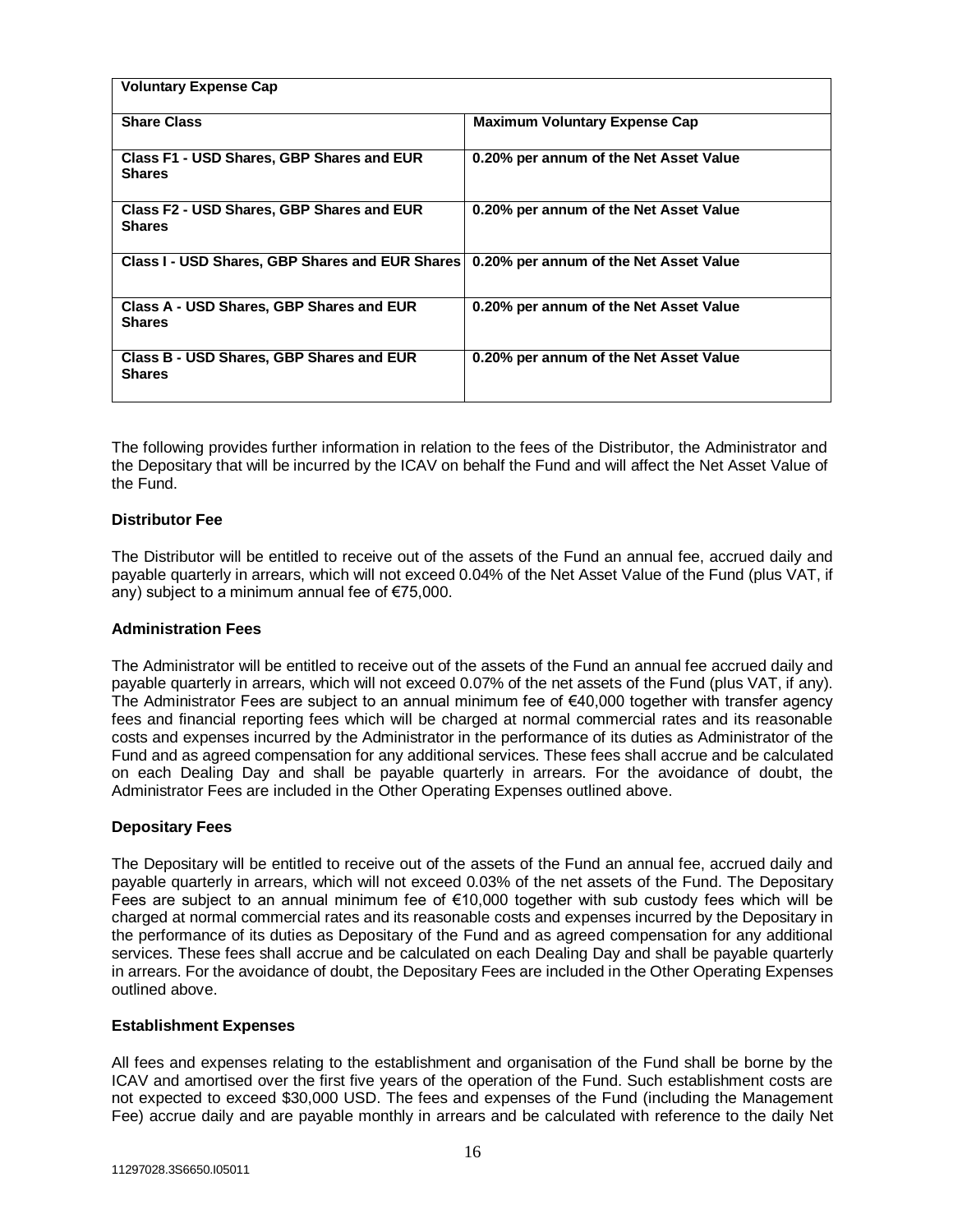| Voluntary Expense Cap | |
|---|---|
| **Share Class** | **Maximum Voluntary Expense Cap** |
| **Class F1 - USD Shares, GBP Shares and EUR Shares** | **0.20% per annum of the Net Asset Value** |
| **Class F2 - USD Shares, GBP Shares and EUR Shares** | **0.20% per annum of the Net Asset Value** |
| **Class I - USD Shares, GBP Shares and EUR Shares** | **0.20% per annum of the Net Asset Value** |
| **Class A - USD Shares, GBP Shares and EUR Shares** | **0.20% per annum of the Net Asset Value** |
| **Class B - USD Shares, GBP Shares and EUR Shares** | **0.20% per annum of the Net Asset Value** |

The following provides further information in relation to the fees of the Distributor, the Administrator and the Depositary that will be incurred by the ICAV on behalf the Fund and will affect the Net Asset Value of the Fund.

**Distributor Fee**

The Distributor will be entitled to receive out of the assets of the Fund an annual fee, accrued daily and payable quarterly in arrears, which will not exceed 0.04% of the Net Asset Value of the Fund (plus VAT, if any) subject to a minimum annual fee of €75,000.

**Administration Fees**

The Administrator will be entitled to receive out of the assets of the Fund an annual fee accrued daily and payable quarterly in arrears, which will not exceed 0.07% of the net assets of the Fund (plus VAT, if any). The Administrator Fees are subject to an annual minimum fee of €40,000 together with transfer agency fees and financial reporting fees which will be charged at normal commercial rates and its reasonable costs and expenses incurred by the Administrator in the performance of its duties as Administrator of the Fund and as agreed compensation for any additional services. These fees shall accrue and be calculated on each Dealing Day and shall be payable quarterly in arrears. For the avoidance of doubt, the Administrator Fees are included in the Other Operating Expenses outlined above.

**Depositary Fees**

The Depositary will be entitled to receive out of the assets of the Fund an annual fee, accrued daily and payable quarterly in arrears, which will not exceed 0.03% of the net assets of the Fund. The Depositary Fees are subject to an annual minimum fee of €10,000 together with sub custody fees which will be charged at normal commercial rates and its reasonable costs and expenses incurred by the Depositary in the performance of its duties as Depositary of the Fund and as agreed compensation for any additional services. These fees shall accrue and be calculated on each Dealing Day and shall be payable quarterly in arrears. For the avoidance of doubt, the Depositary Fees are included in the Other Operating Expenses outlined above.

**Establishment Expenses**

All fees and expenses relating to the establishment and organisation of the Fund shall be borne by the ICAV and amortised over the first five years of the operation of the Fund. Such establishment costs are not expected to exceed $30,000 USD. The fees and expenses of the Fund (including the Management Fee) accrue daily and are payable monthly in arrears and be calculated with reference to the daily Net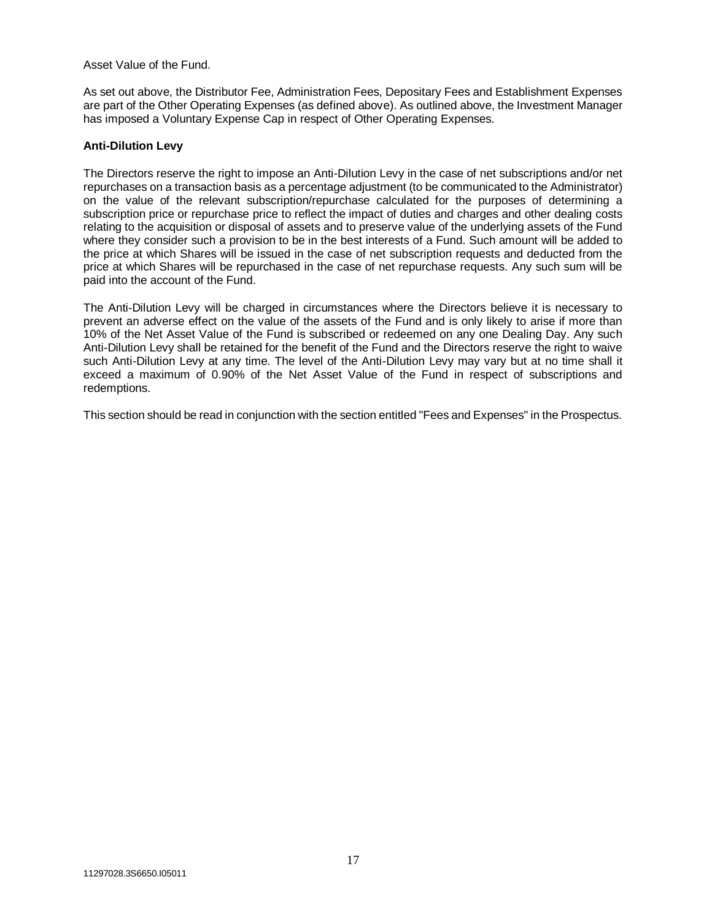Asset Value of the Fund.

As set out above, the Distributor Fee, Administration Fees, Depositary Fees and Establishment Expenses are part of the Other Operating Expenses (as defined above). As outlined above, the Investment Manager has imposed a Voluntary Expense Cap in respect of Other Operating Expenses.

**Anti-Dilution Levy**

The Directors reserve the right to impose an Anti-Dilution Levy in the case of net subscriptions and/or net repurchases on a transaction basis as a percentage adjustment (to be communicated to the Administrator) on the value of the relevant subscription/repurchase calculated for the purposes of determining a subscription price or repurchase price to reflect the impact of duties and charges and other dealing costs relating to the acquisition or disposal of assets and to preserve value of the underlying assets of the Fund where they consider such a provision to be in the best interests of a Fund. Such amount will be added to the price at which Shares will be issued in the case of net subscription requests and deducted from the price at which Shares will be repurchased in the case of net repurchase requests. Any such sum will be paid into the account of the Fund.

The Anti-Dilution Levy will be charged in circumstances where the Directors believe it is necessary to prevent an adverse effect on the value of the assets of the Fund and is only likely to arise if more than 10% of the Net Asset Value of the Fund is subscribed or redeemed on any one Dealing Day. Any such Anti-Dilution Levy shall be retained for the benefit of the Fund and the Directors reserve the right to waive such Anti-Dilution Levy at any time. The level of the Anti-Dilution Levy may vary but at no time shall it exceed a maximum of 0.90% of the Net Asset Value of the Fund in respect of subscriptions and redemptions.

This section should be read in conjunction with the section entitled "Fees and Expenses" in the Prospectus.